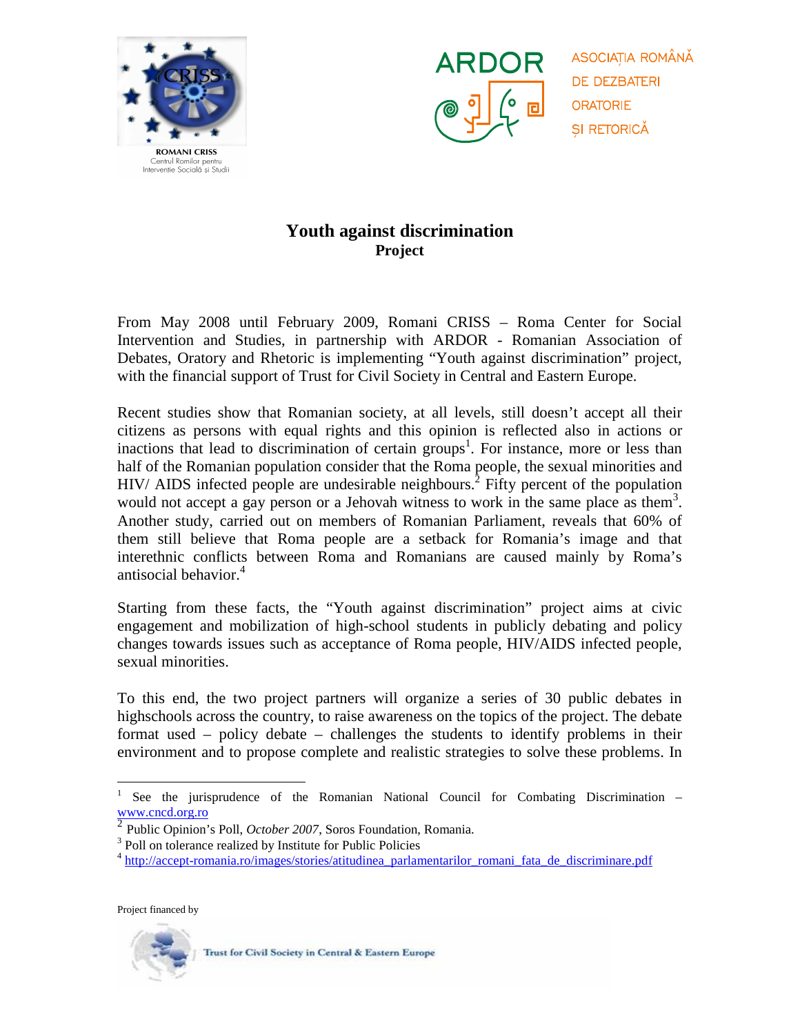ROMANI CRISS
Centrul Romilor pentru Intervenție Socială și Studii

ARDOR
ASOCIAȚIA ROMÂNĂ DE DEZBATERI ORATORIE ȘI RETORICĂ

# Youth against discrimination
## Project

From May 2008 until February 2009, Romani CRISS – Roma Center for Social Intervention and Studies, in partnership with ARDOR - Romanian Association of Debates, Oratory and Rhetoric is implementing "Youth against discrimination" project, with the financial support of Trust for Civil Society in Central and Eastern Europe.

Recent studies show that Romanian society, at all levels, still doesn't accept all their citizens as persons with equal rights and this opinion is reflected also in actions or inactions that lead to discrimination of certain groups[1]. For instance, more or less than half of the Romanian population consider that the Roma people, the sexual minorities and HIV/ AIDS infected people are undesirable neighbours.[2] Fifty percent of the population would not accept a gay person or a Jehovah witness to work in the same place as them[3]. Another study, carried out on members of Romanian Parliament, reveals that 60% of them still believe that Roma people are a setback for Romania's image and that interethnic conflicts between Roma and Romanians are caused mainly by Roma's antisocial behavior.[4]

Starting from these facts, the "Youth against discrimination" project aims at civic engagement and mobilization of high-school students in publicly debating and policy changes towards issues such as acceptance of Roma people, HIV/AIDS infected people, sexual minorities.

To this end, the two project partners will organize a series of 30 public debates in highschools across the country, to raise awareness on the topics of the project. The debate format used – policy debate – challenges the students to identify problems in their environment and to propose complete and realistic strategies to solve these problems. In

---

[1] See the jurisprudence of the Romanian National Council for Combating Discrimination – www.cncd.org.ro

[2] Public Opinion's Poll, *October 2007*, Soros Foundation, Romania.

[3] Poll on tolerance realized by Institute for Public Policies

[4] http://accept-romania.ro/images/stories/atitudinea_parlamentarilor_romani_fata_de_discriminare.pdf

Project financed by

Trust for Civil Society in Central & Eastern Europe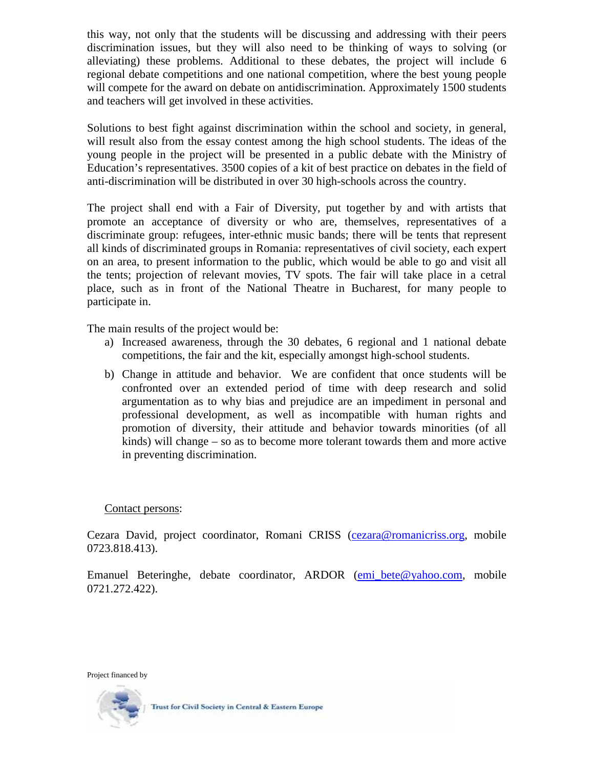this way, not only that the students will be discussing and addressing with their peers discrimination issues, but they will also need to be thinking of ways to solving (or alleviating) these problems. Additional to these debates, the project will include 6 regional debate competitions and one national competition, where the best young people will compete for the award on debate on antidiscrimination. Approximately 1500 students and teachers will get involved in these activities.

Solutions to best fight against discrimination within the school and society, in general, will result also from the essay contest among the high school students. The ideas of the young people in the project will be presented in a public debate with the Ministry of Education's representatives. 3500 copies of a kit of best practice on debates in the field of anti-discrimination will be distributed in over 30 high-schools across the country.

The project shall end with a Fair of Diversity, put together by and with artists that promote an acceptance of diversity or who are, themselves, representatives of a discriminate group: refugees, inter-ethnic music bands; there will be tents that represent all kinds of discriminated groups in Romania: representatives of civil society, each expert on an area, to present information to the public, which would be able to go and visit all the tents; projection of relevant movies, TV spots. The fair will take place in a cetral place, such as in front of the National Theatre in Bucharest, for many people to participate in.

The main results of the project would be:

a) Increased awareness, through the 30 debates, 6 regional and 1 national debate competitions, the fair and the kit, especially amongst high-school students.

b) Change in attitude and behavior. We are confident that once students will be confronted over an extended period of time with deep research and solid argumentation as to why bias and prejudice are an impediment in personal and professional development, as well as incompatible with human rights and promotion of diversity, their attitude and behavior towards minorities (of all kinds) will change – so as to become more tolerant towards them and more active in preventing discrimination.

<u>Contact persons</u>:

Cezara David, project coordinator, Romani CRISS (cezara@romanicriss.org, mobile 0723.818.413).

Emanuel Beteringhe, debate coordinator, ARDOR (emi_bete@yahoo.com, mobile 0721.272.422).

Project financed by

Trust for Civil Society in Central & Eastern Europe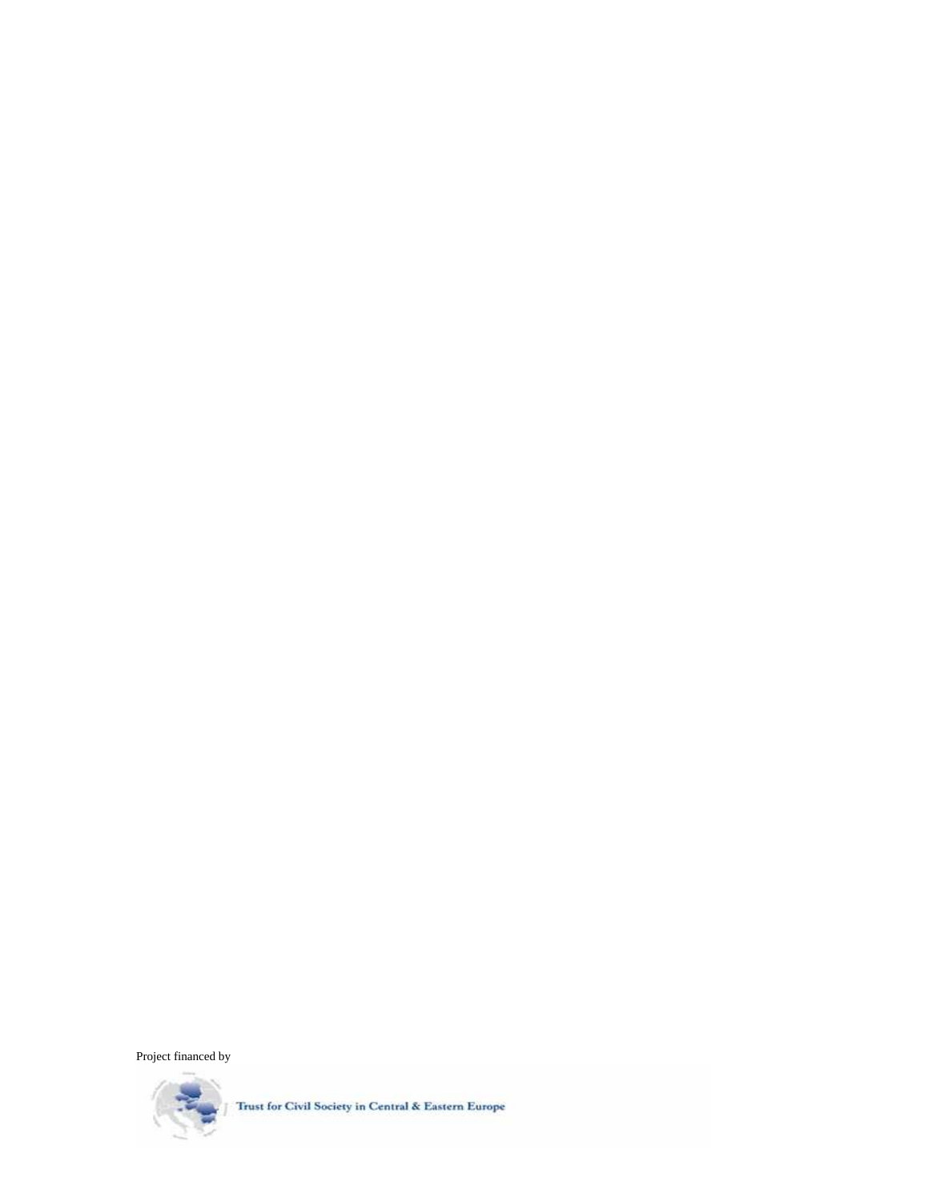Project financed by

Trust for Civil Society in Central & Eastern Europe